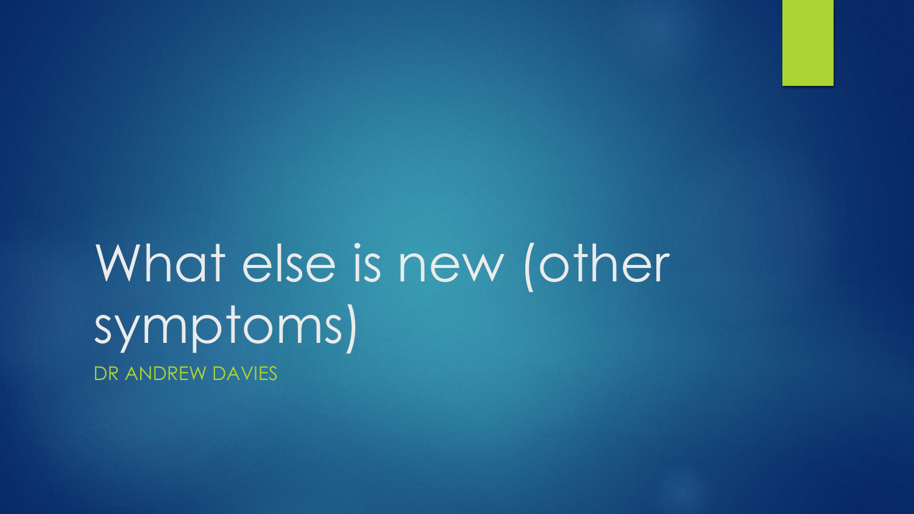# What else is new (other symptoms)

DR ANDREW DAVIES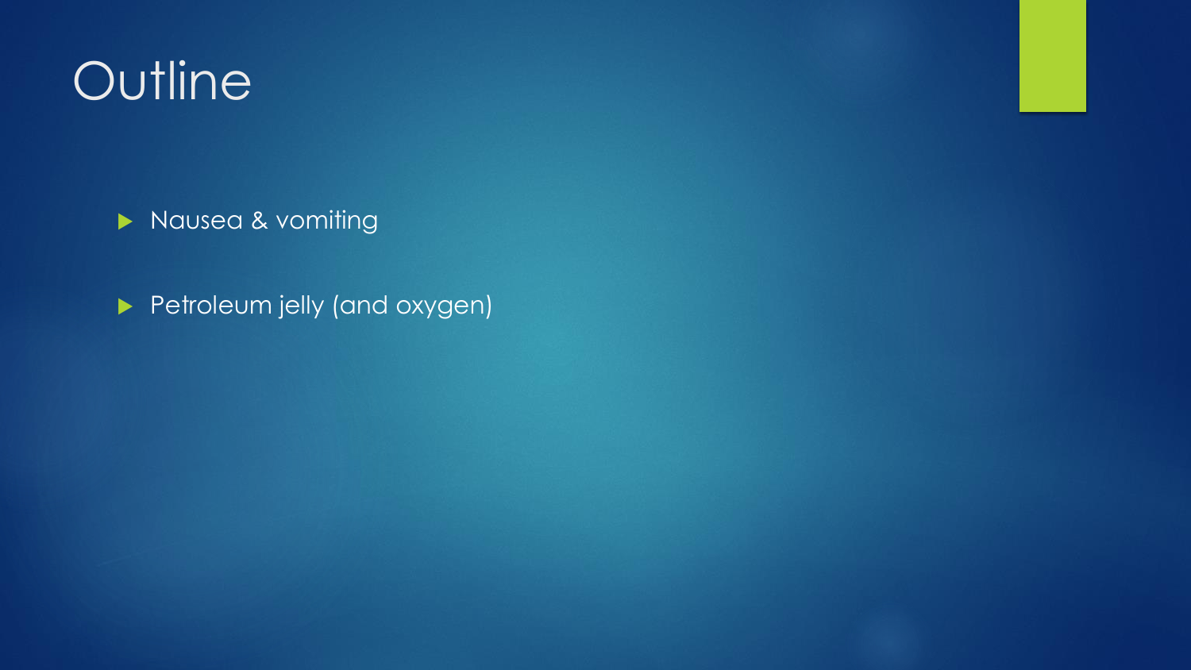# Outline

- Nausea & vomiting
- Petroleum jelly (and oxygen)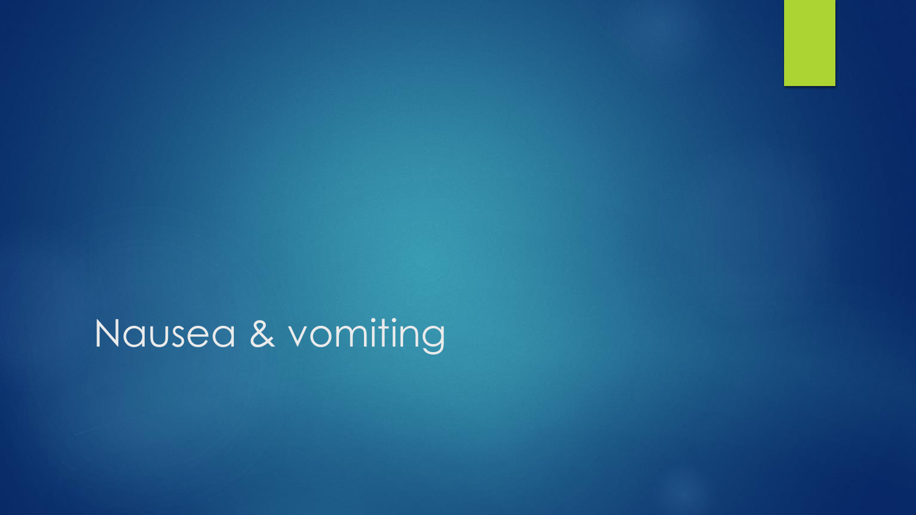# Nausea & vomiting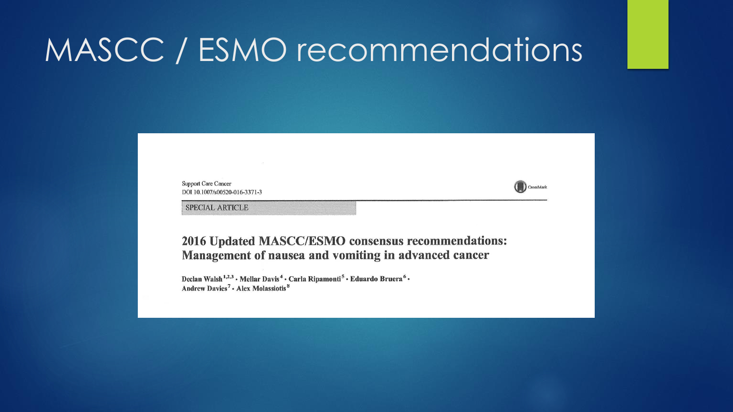# MASCC / ESMO recommendations

Support Care Cancer
DOI 10.1007/s00520-016-3371-3

SPECIAL ARTICLE

## 2016 Updated MASCC/ESMO consensus recommendations: Management of nausea and vomiting in advanced cancer

Declan Walsh[1,2,3] • Mellar Davis[4] • Carla Ripamonti[5] • Eduardo Bruera[6] • Andrew Davies[7] • Alex Molassiotis[8]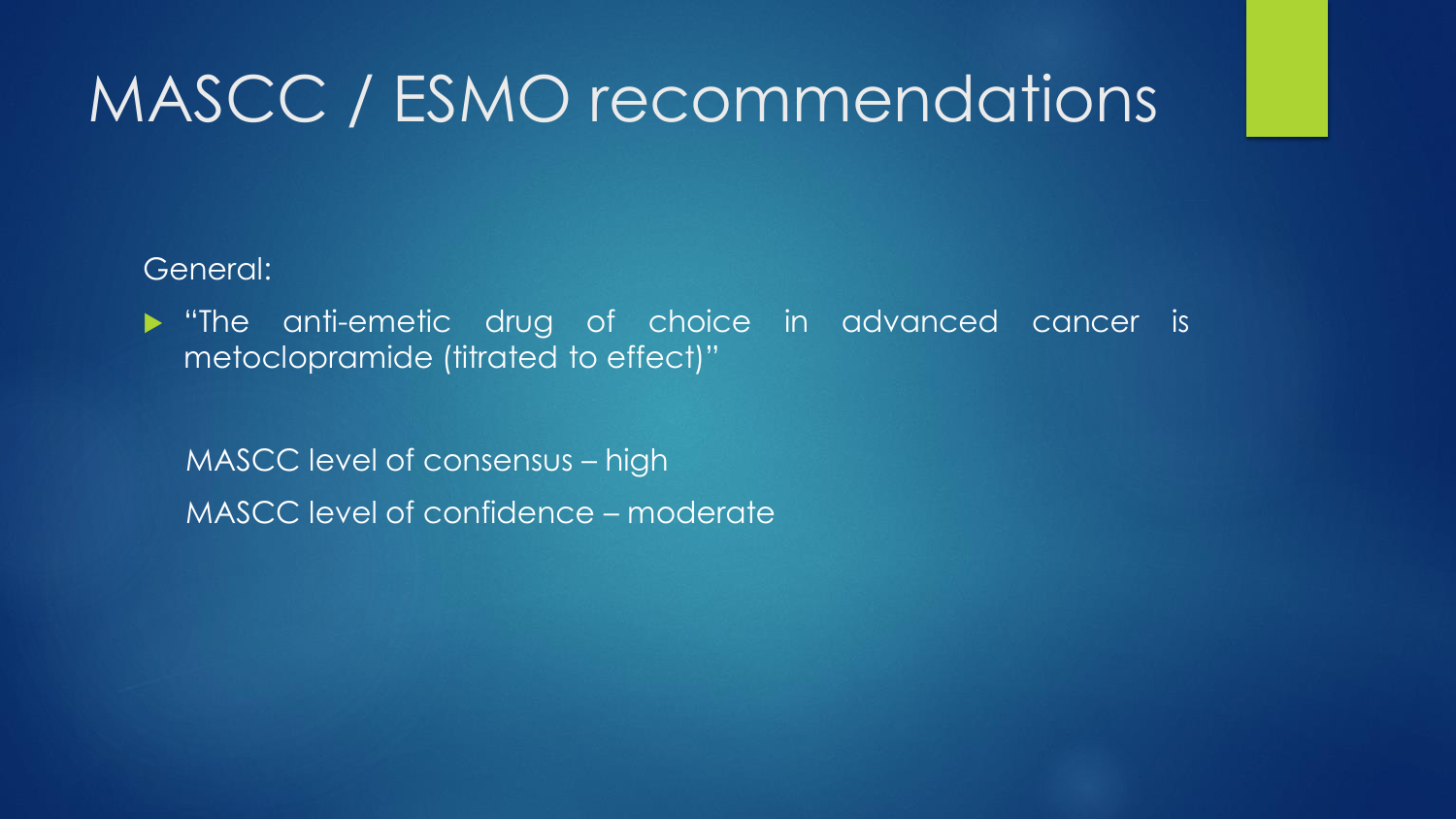# MASCC / ESMO recommendations

General:

- "The anti-emetic drug of choice in advanced cancer is metoclopramide (titrated to effect)"

MASCC level of consensus – high

MASCC level of confidence – moderate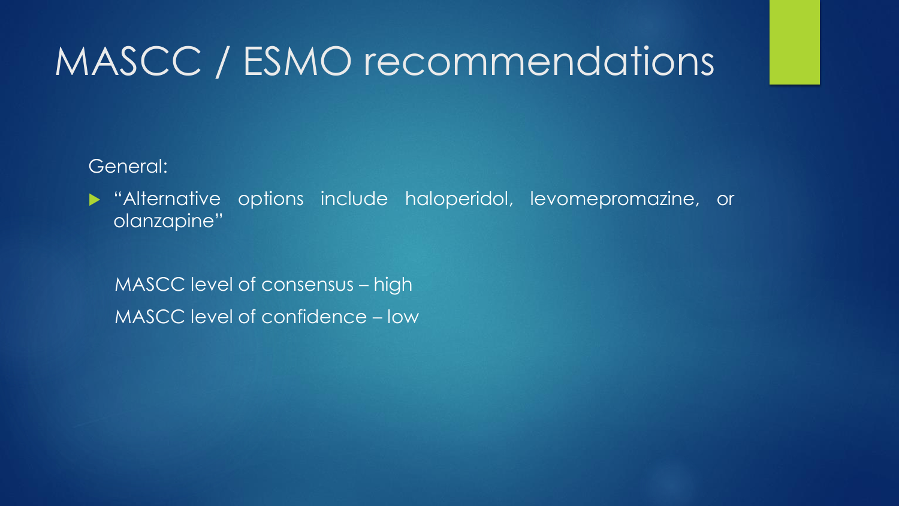# MASCC / ESMO recommendations

General:

- "Alternative options include haloperidol, levomepromazine, or olanzapine"

  MASCC level of consensus – high

  MASCC level of confidence – low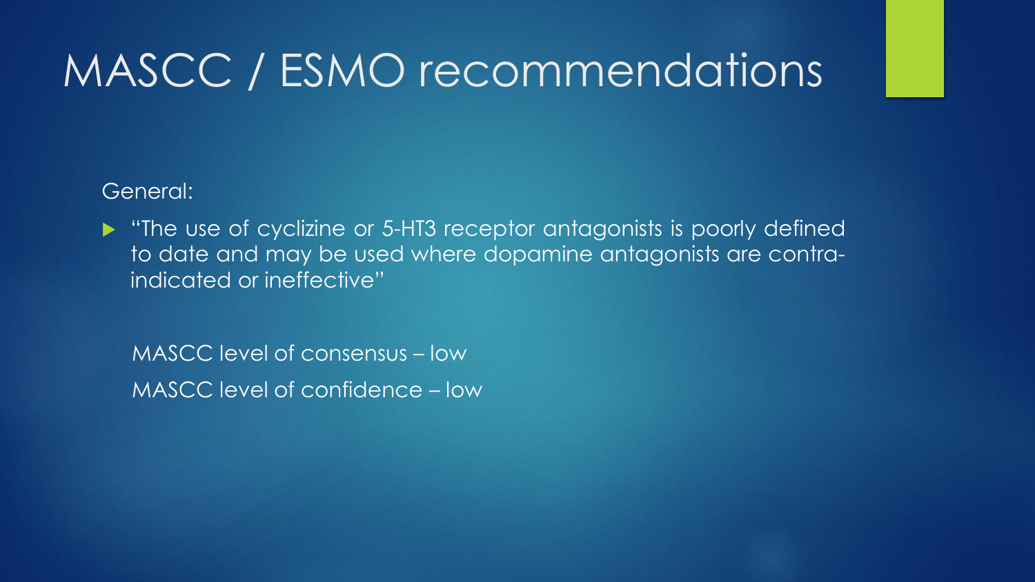# MASCC / ESMO recommendations

General:

- "The use of cyclizine or 5-HT3 receptor antagonists is poorly defined to date and may be used where dopamine antagonists are contra-indicated or ineffective"

MASCC level of consensus – low

MASCC level of confidence – low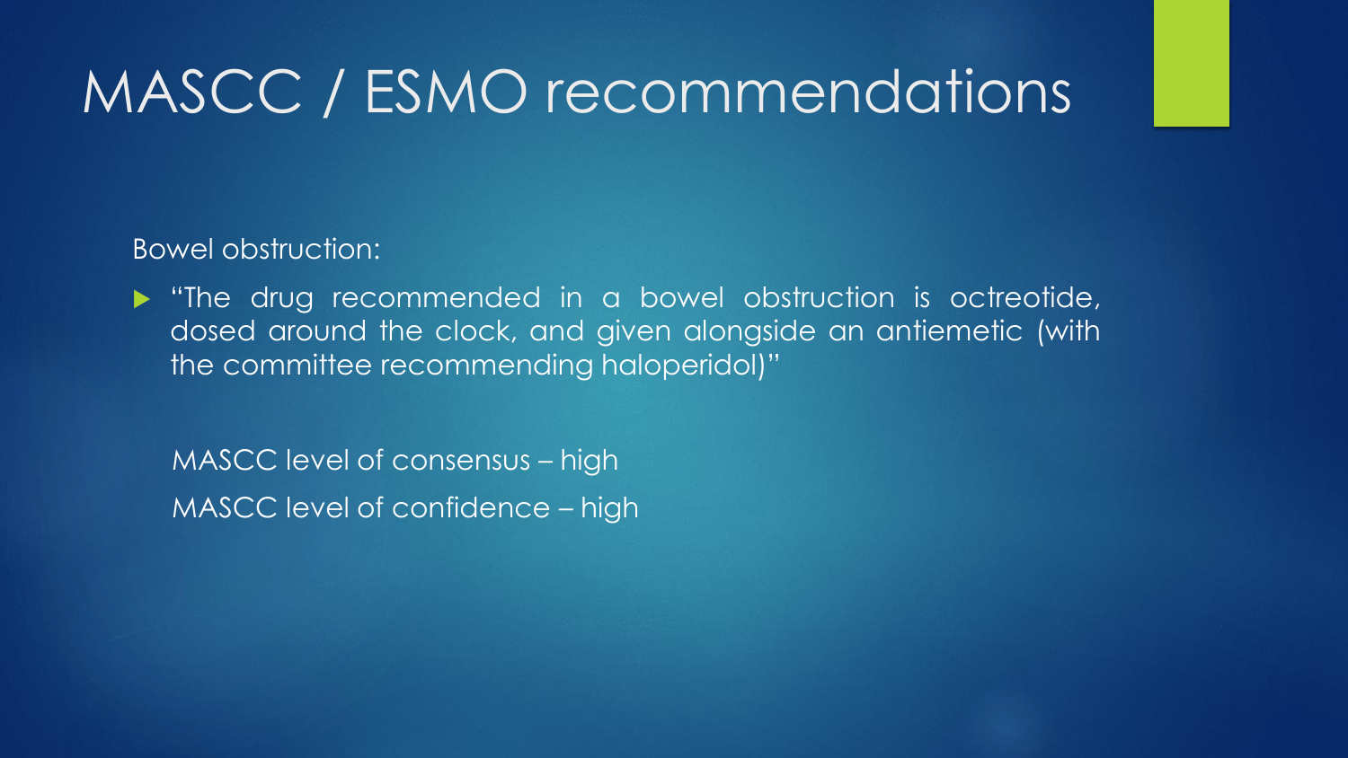# MASCC / ESMO recommendations

Bowel obstruction:

- "The drug recommended in a bowel obstruction is octreotide, dosed around the clock, and given alongside an antiemetic (with the committee recommending haloperidol)"

MASCC level of consensus – high

MASCC level of confidence – high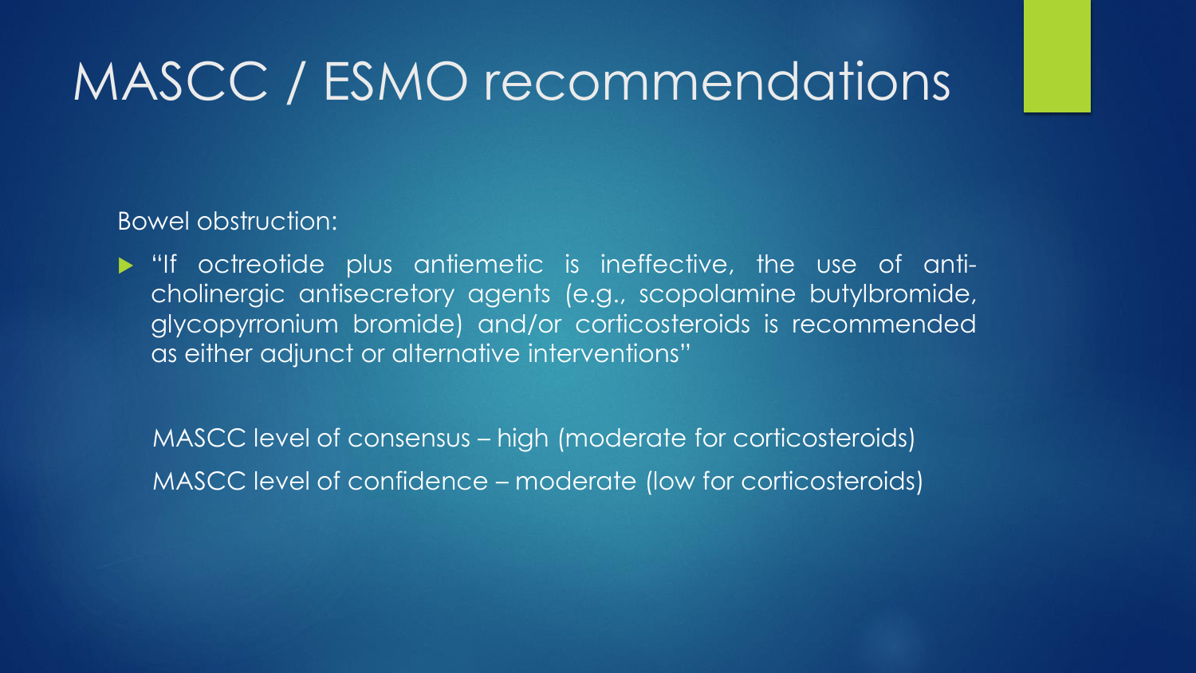# MASCC / ESMO recommendations

Bowel obstruction:

- "If octreotide plus antiemetic is ineffective, the use of anti-cholinergic antisecretory agents (e.g., scopolamine butylbromide, glycopyrronium bromide) and/or corticosteroids is recommended as either adjunct or alternative interventions"

MASCC level of consensus – high (moderate for corticosteroids)

MASCC level of confidence – moderate (low for corticosteroids)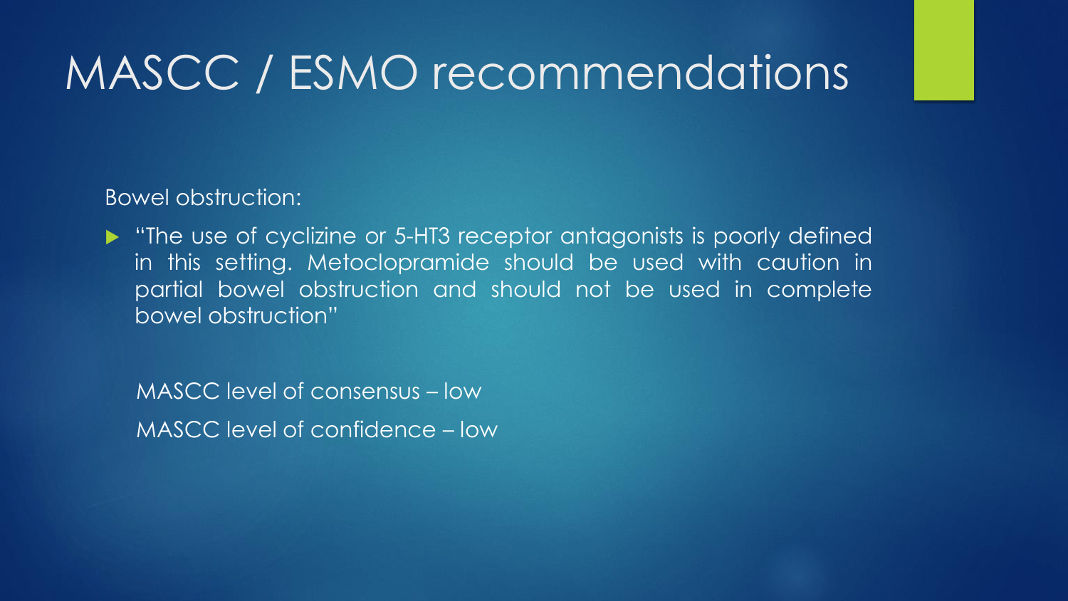# MASCC / ESMO recommendations

Bowel obstruction:

- "The use of cyclizine or 5-HT3 receptor antagonists is poorly defined in this setting. Metoclopramide should be used with caution in partial bowel obstruction and should not be used in complete bowel obstruction"

MASCC level of consensus – low

MASCC level of confidence – low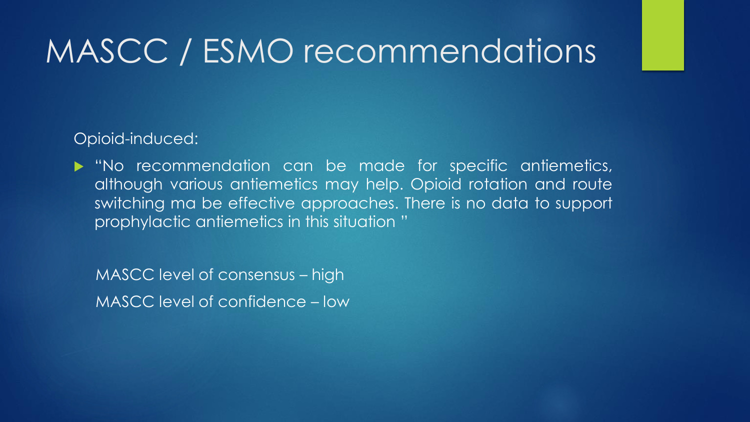# MASCC / ESMO recommendations

Opioid-induced:

- "No recommendation can be made for specific antiemetics, although various antiemetics may help. Opioid rotation and route switching ma be effective approaches. There is no data to support prophylactic antiemetics in this situation "

MASCC level of consensus – high

MASCC level of confidence – low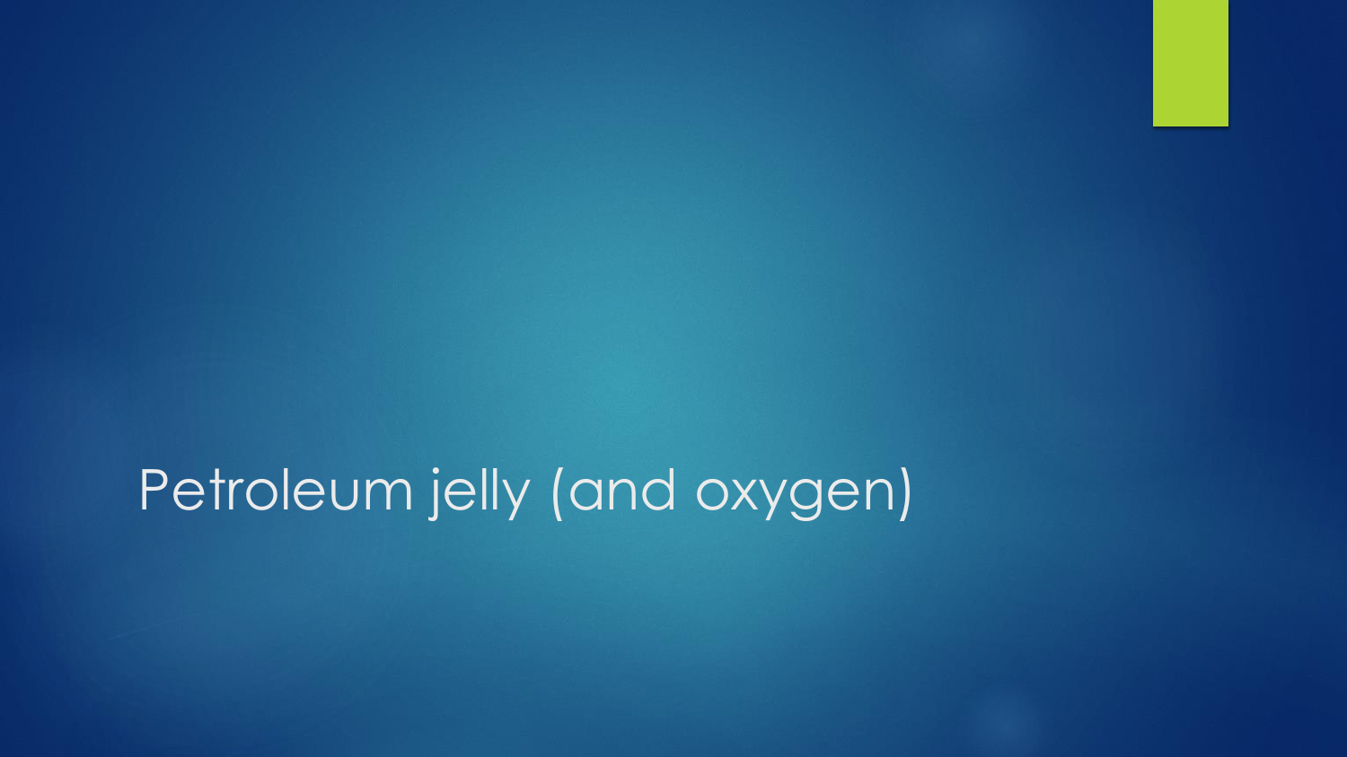# Petroleum jelly (and oxygen)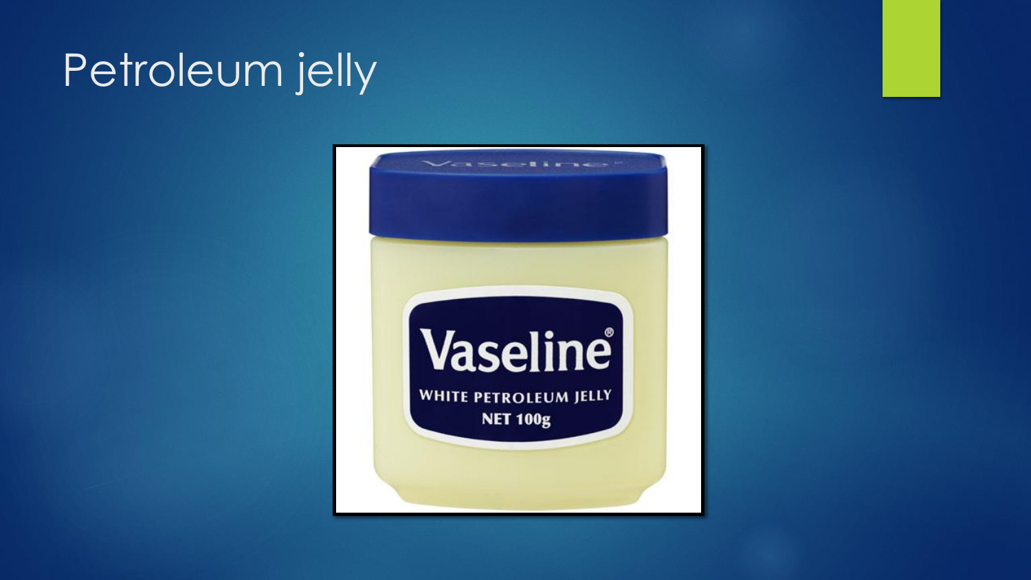# Petroleum jelly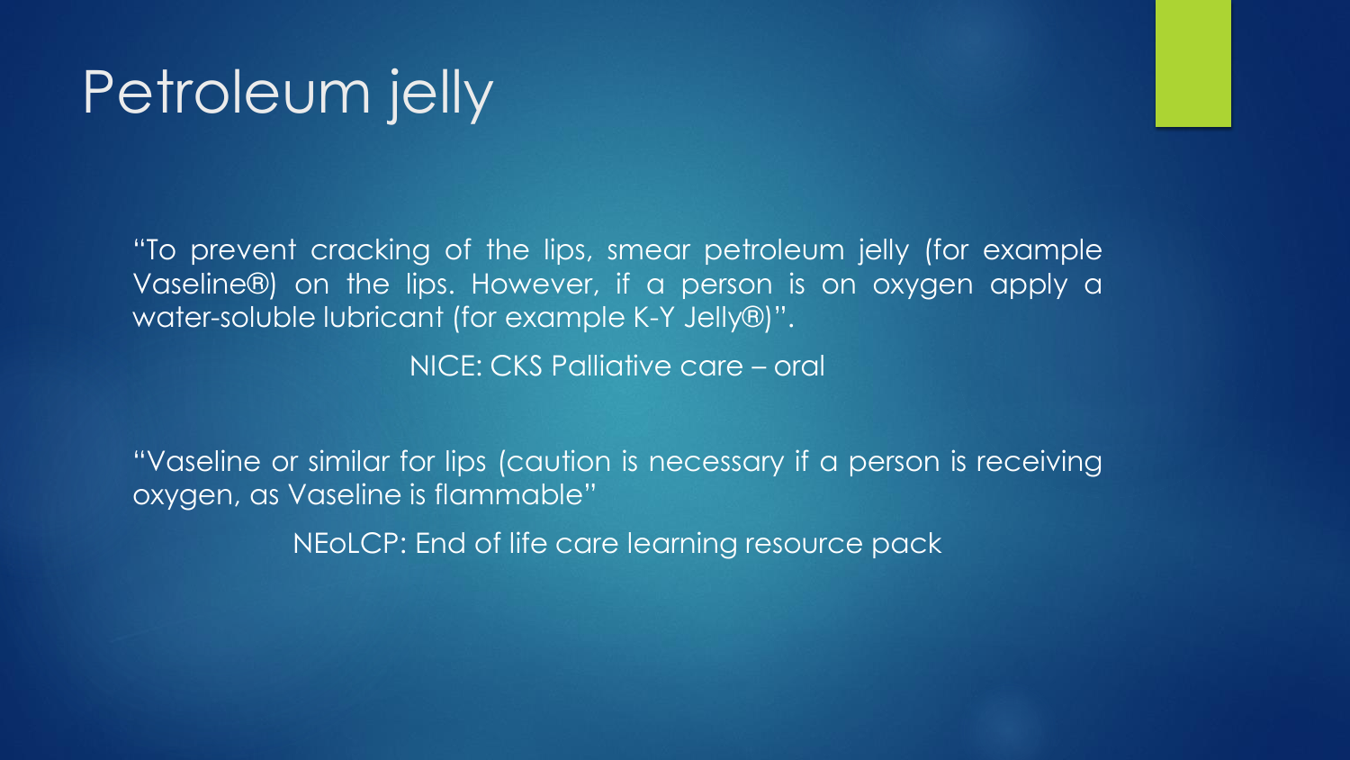# Petroleum jelly

"To prevent cracking of the lips, smear petroleum jelly (for example Vaseline®) on the lips. However, if a person is on oxygen apply a water-soluble lubricant (for example K-Y Jelly®)".

NICE: CKS Palliative care – oral

"Vaseline or similar for lips (caution is necessary if a person is receiving oxygen, as Vaseline is flammable"

NEoLCP: End of life care learning resource pack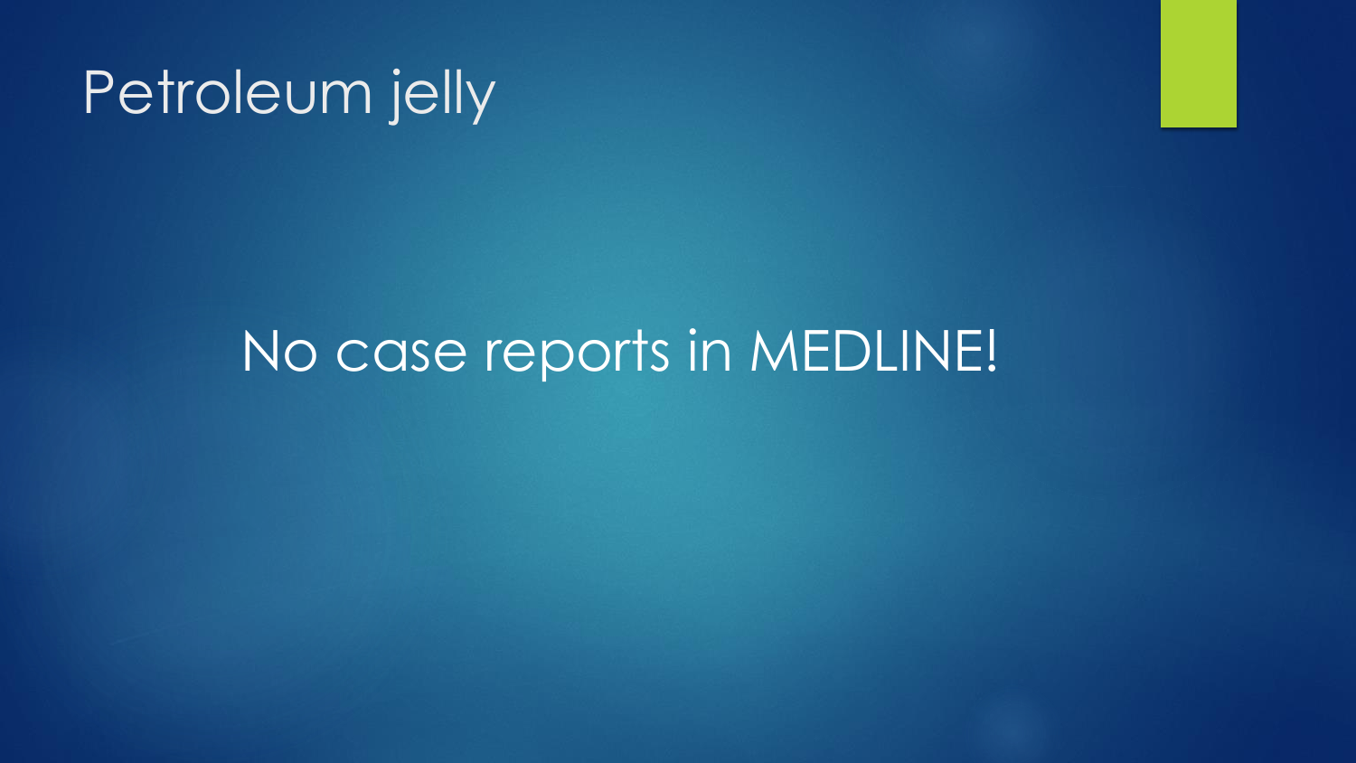# Petroleum jelly

No case reports in MEDLINE!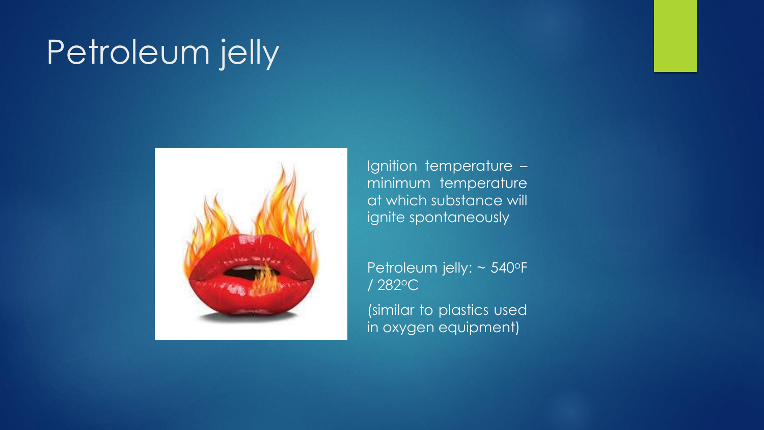# Petroleum jelly

Ignition temperature – minimum temperature at which substance will ignite spontaneously

Petroleum jelly: ~ 540°F / 282°C

(similar to plastics used in oxygen equipment)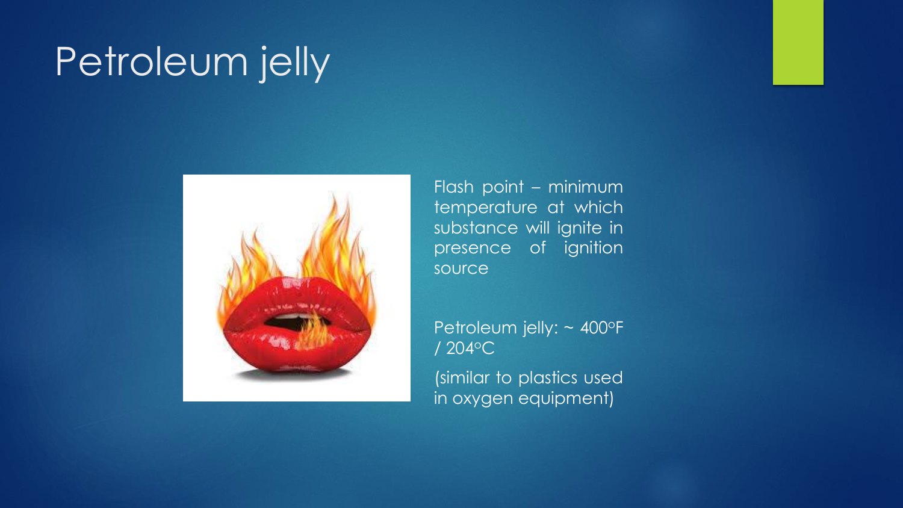# Petroleum jelly

Flash point – minimum temperature at which substance will ignite in presence of ignition source

Petroleum jelly: ~ 400°F / 204°C

(similar to plastics used in oxygen equipment)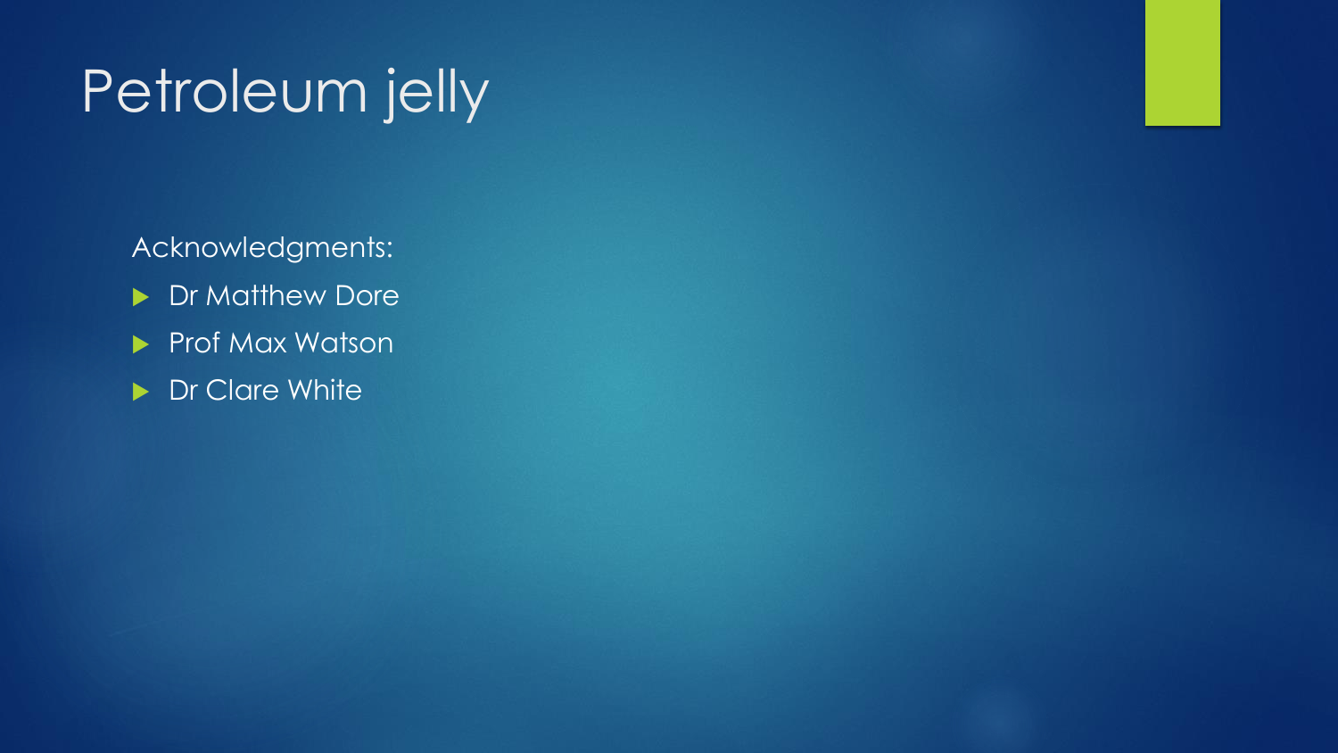# Petroleum jelly

Acknowledgments:

- Dr Matthew Dore
- Prof Max Watson
- Dr Clare White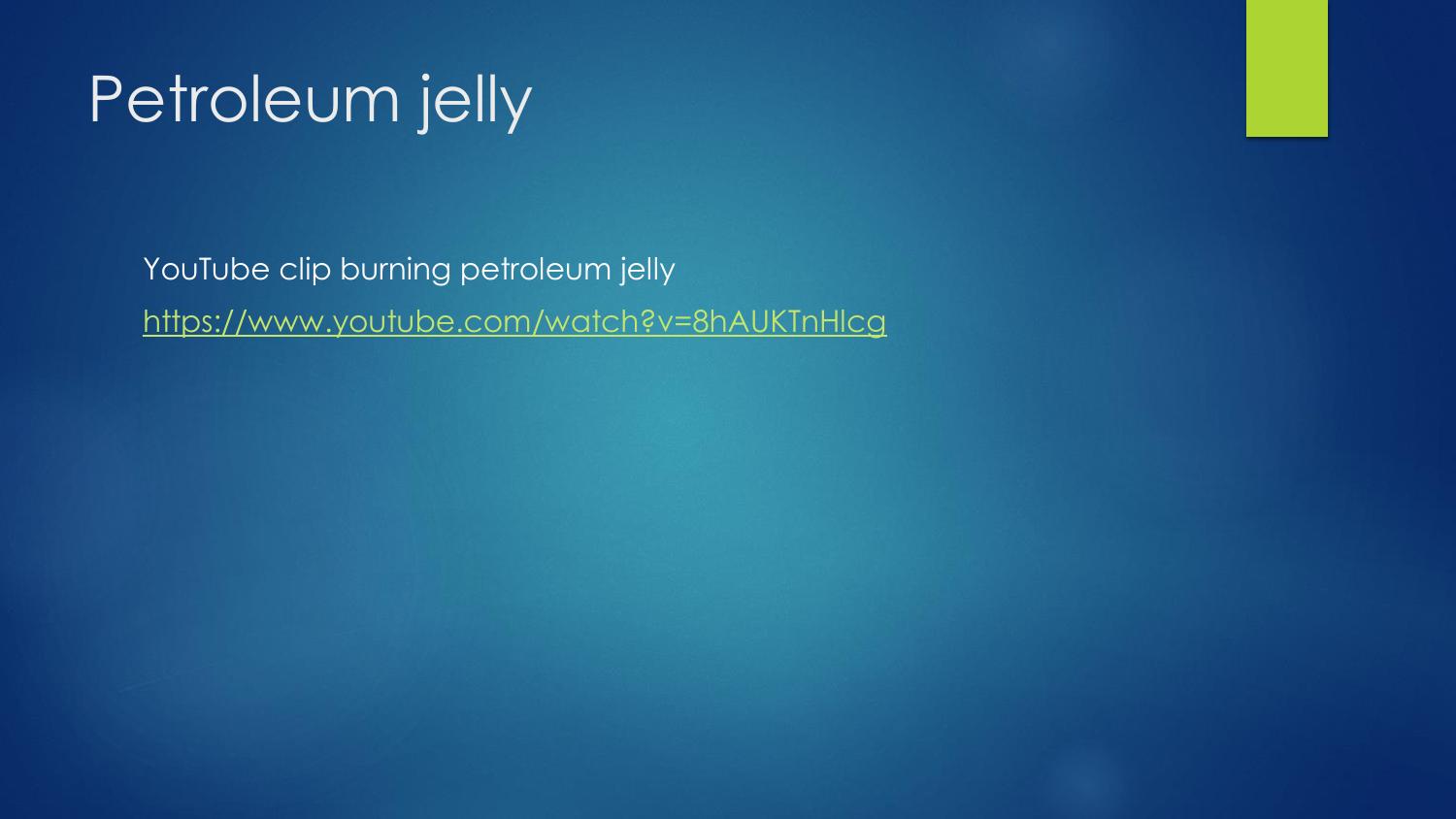# Petroleum jelly

YouTube clip burning petroleum jelly

https://www.youtube.com/watch?v=8hAUKTnHlcg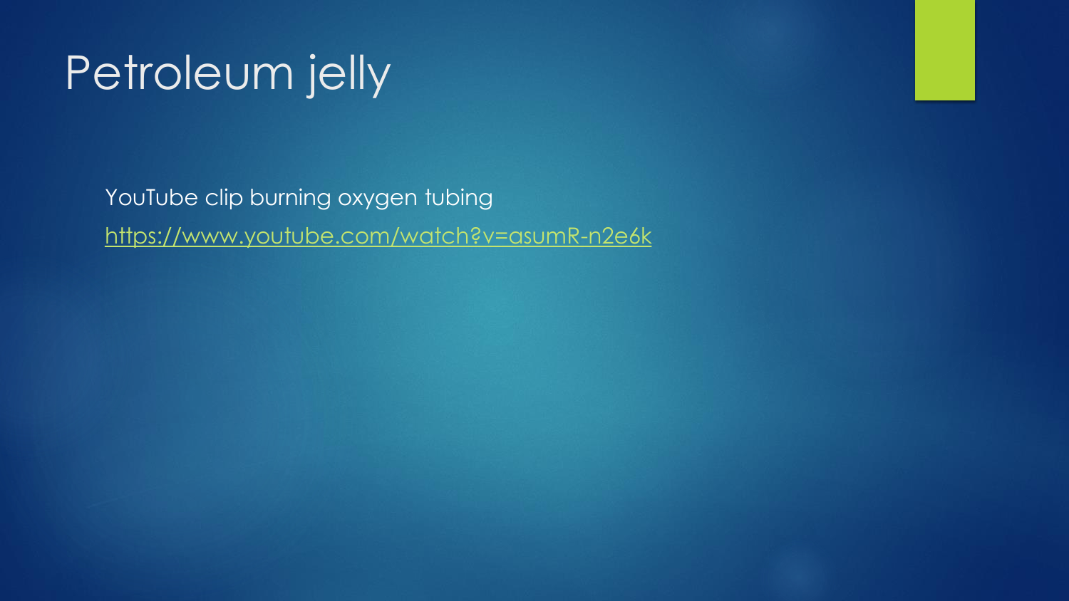# Petroleum jelly

YouTube clip burning oxygen tubing

https://www.youtube.com/watch?v=asumR-n2e6k